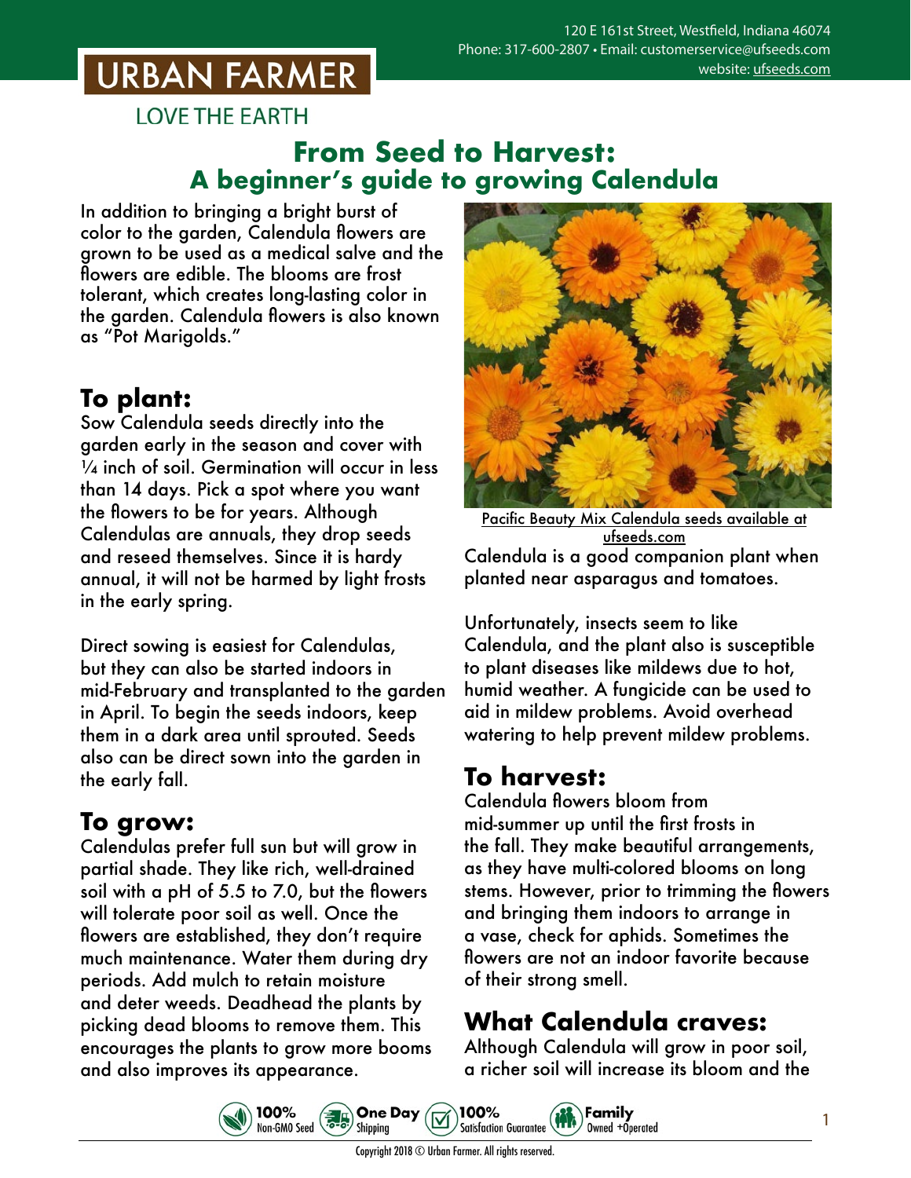URBAN FARMER

LOVE THE EARTH

120 E 161st Street, Westfield, Indiana 46074
Phone: 317-600-2807 • Email: customerservice@ufseeds.com
website: ufseeds.com

# From Seed to Harvest: A beginner's guide to growing Calendula

In addition to bringing a bright burst of color to the garden, Calendula flowers are grown to be used as a medical salve and the flowers are edible. The blooms are frost tolerant, which creates long-lasting color in the garden. Calendula flowers is also known as "Pot Marigolds."

## To plant:

Sow Calendula seeds directly into the garden early in the season and cover with ¼ inch of soil. Germination will occur in less than 14 days. Pick a spot where you want the flowers to be for years. Although Calendulas are annuals, they drop seeds and reseed themselves. Since it is hardy annual, it will not be harmed by light frosts in the early spring.

Direct sowing is easiest for Calendulas, but they can also be started indoors in mid-February and transplanted to the garden in April. To begin the seeds indoors, keep them in a dark area until sprouted. Seeds also can be direct sown into the garden in the early fall.

## To grow:

Calendulas prefer full sun but will grow in partial shade. They like rich, well-drained soil with a pH of 5.5 to 7.0, but the flowers will tolerate poor soil as well. Once the flowers are established, they don't require much maintenance. Water them during dry periods. Add mulch to retain moisture and deter weeds. Deadhead the plants by picking dead blooms to remove them. This encourages the plants to grow more booms and also improves its appearance.

Pacific Beauty Mix Calendula seeds available at ufseeds.com

Calendula is a good companion plant when planted near asparagus and tomatoes.

Unfortunately, insects seem to like Calendula, and the plant also is susceptible to plant diseases like mildews due to hot, humid weather. A fungicide can be used to aid in mildew problems. Avoid overhead watering to help prevent mildew problems.

## To harvest:

Calendula flowers bloom from mid-summer up until the first frosts in the fall. They make beautiful arrangements, as they have multi-colored blooms on long stems. However, prior to trimming the flowers and bringing them indoors to arrange in a vase, check for aphids. Sometimes the flowers are not an indoor favorite because of their strong smell.

## What Calendula craves:

Although Calendula will grow in poor soil, a richer soil will increase its bloom and the

100% Non-GMO Seed • One Day Shipping • 100% Satisfaction Guarantee • Family Owned +Operated

Copyright 2018 © Urban Farmer. All rights reserved.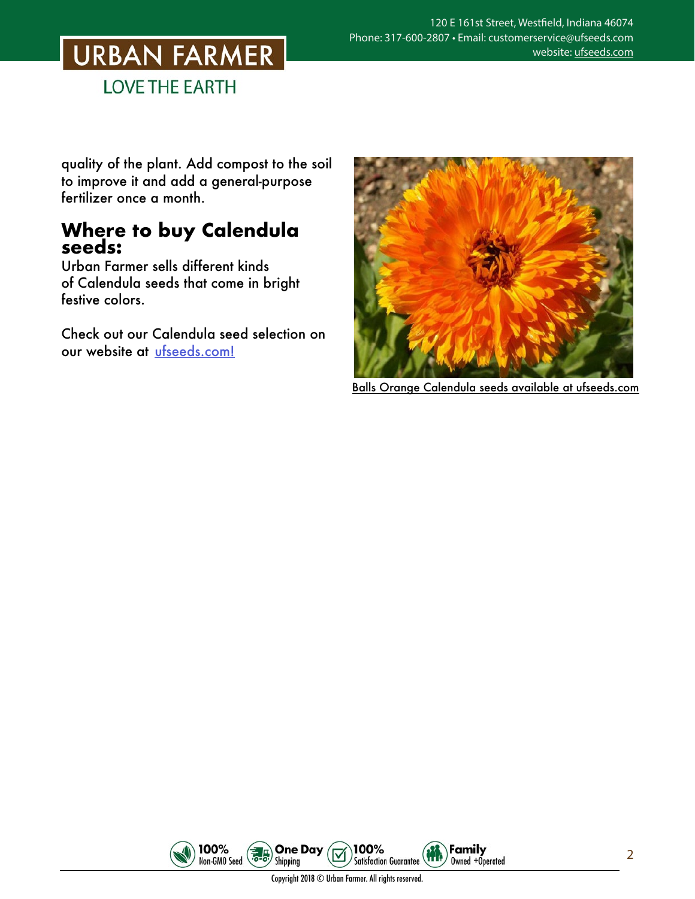quality of the plant. Add compost to the soil to improve it and add a general-purpose fertilizer once a month.

## Where to buy Calendula seeds:

Urban Farmer sells different kinds of Calendula seeds that come in bright festive colors.

Check out our Calendula seed selection on our website at [ufseeds.com!](ufseeds.com)

Balls Orange Calendula seeds available at ufseeds.com